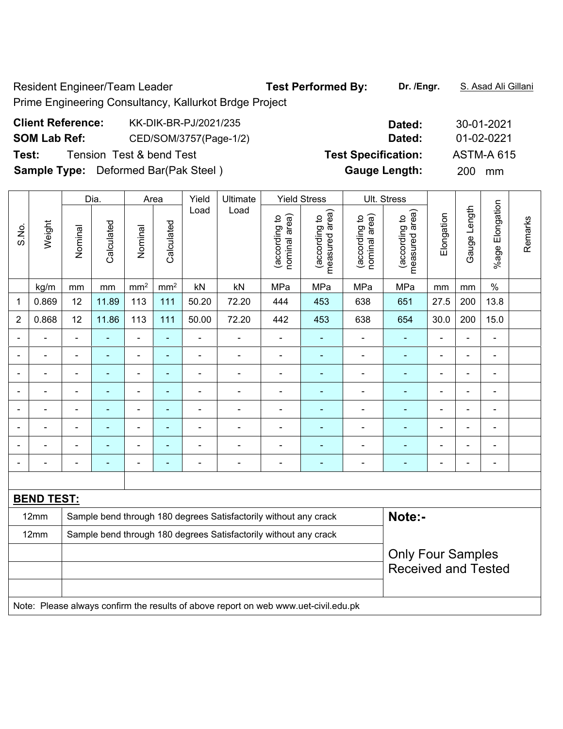Resident Engineer/Team Leader **Test Performed By:** **Dr. /Engr.** S. Asad Ali Gillani

Prime Engineering Consultancy, Kallurkot Brdge Project

**Client Reference:** KK-DIK-BR-PJ/2021/235 **Dated:** 30-01-2021

**SOM Lab Ref:** CED/SOM/3757(Page-1/2) **Dated:** 01-02-0221

**Test:** Tension Test & bend Test **Test Specification:** ASTM-A 615

**Sample Type:** Deformed Bar(Pak Steel ) **Gauge Length:** 200 mm

| S.No. | Weight | Dia. | | Area | | Yield Load | Ultimate Load | Yield Stress | | Ult. Stress | | Elongation | Gauge Length | %age Elongation | Remarks |
|---|---|---|---|---|---|---|---|---|---|---|---|---|---|---|---|
| | | Nominal | Calculated | Nominal | Calculated | | | (according to nominal area) | (according to measured area) | (according to nominal area) | (according to measured area) | | | | |
| | kg/m | mm | mm | mm$^2$ | mm$^2$ | kN | kN | MPa | MPa | MPa | MPa | mm | mm | % | |
| 1 | 0.869 | 12 | 11.89 | 113 | 111 | 50.20 | 72.20 | 444 | 453 | 638 | 651 | 27.5 | 200 | 13.8 | |
| 2 | 0.868 | 12 | 11.86 | 113 | 111 | 50.00 | 72.20 | 442 | 453 | 638 | 654 | 30.0 | 200 | 15.0 | |
| - | - | - | - | - | - | - | - | - | - | - | - | - | - | - | |
| - | - | - | - | - | - | - | - | - | - | - | - | - | - | - | |
| - | - | - | - | - | - | - | - | - | - | - | - | - | - | - | |
| - | - | - | - | - | - | - | - | - | - | - | - | - | - | - | |
| - | - | - | - | - | - | - | - | - | - | - | - | - | - | - | |
| - | - | - | - | - | - | - | - | - | - | - | - | - | - | - | |
| - | - | - | - | - | - | - | - | - | - | - | - | - | - | - | |
| - | - | - | - | - | - | - | - | - | - | - | - | - | - | - | |

**BEND TEST:**

| | | |
|---|---|---|
| 12mm | Sample bend through 180 degrees Satisfactorily without any crack | **Note:-** |
| 12mm | Sample bend through 180 degrees Satisfactorily without any crack | Only Four Samples Received and Tested |

Note: Please always confirm the results of above report on web www.uet-civil.edu.pk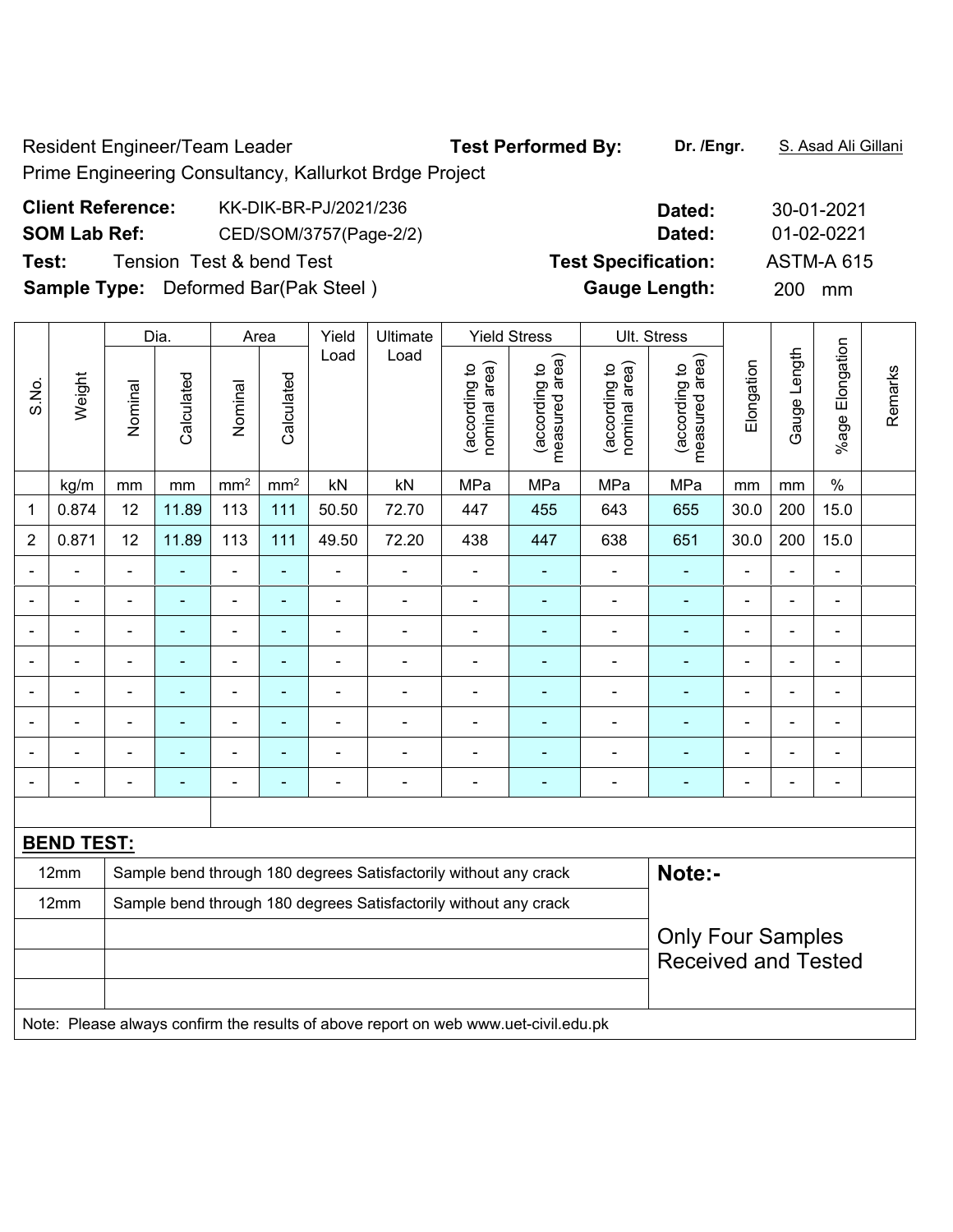Resident Engineer/Team Leader **Test Performed By:** **Dr. /Engr.** S. Asad Ali Gillani

Prime Engineering Consultancy, Kallurkot Brdge Project

**Client Reference:** KK-DIK-BR-PJ/2021/236 **Dated:** 30-01-2021

**SOM Lab Ref:** CED/SOM/3757(Page-2/2) **Dated:** 01-02-0221

**Test:** Tension Test & bend Test **Test Specification:** ASTM-A 615

**Sample Type:** Deformed Bar(Pak Steel ) **Gauge Length:** 200 mm

| S.No. | Weight | Dia. | | Area | | Yield Load | Ultimate Load | Yield Stress | | Ult. Stress | | Elongation | Gauge Length | %age Elongation | Remarks |
|---|---|---|---|---|---|---|---|---|---|---|---|---|---|---|---|
| | | Nominal | Calculated | Nominal | Calculated | | | (according to nominal area) | (according to measured area) | (according to nominal area) | (according to measured area) | | | | |
| | kg/m | mm | mm | mm² | mm² | kN | kN | MPa | MPa | MPa | MPa | mm | mm | % | |
| 1 | 0.874 | 12 | 11.89 | 113 | 111 | 50.50 | 72.70 | 447 | 455 | 643 | 655 | 30.0 | 200 | 15.0 | |
| 2 | 0.871 | 12 | 11.89 | 113 | 111 | 49.50 | 72.20 | 438 | 447 | 638 | 651 | 30.0 | 200 | 15.0 | |
| - | - | - | - | - | - | - | - | - | - | - | - | - | - | - | |
| - | - | - | - | - | - | - | - | - | - | - | - | - | - | - | |
| - | - | - | - | - | - | - | - | - | - | - | - | - | - | - | |
| - | - | - | - | - | - | - | - | - | - | - | - | - | - | - | |
| - | - | - | - | - | - | - | - | - | - | - | - | - | - | - | |
| - | - | - | - | - | - | - | - | - | - | - | - | - | - | - | |
| - | - | - | - | - | - | - | - | - | - | - | - | - | - | - | |
| - | - | - | - | - | - | - | - | - | - | - | - | - | - | - | |

**BEND TEST:**

| | | |
|---|---|---|
| 12mm | Sample bend through 180 degrees Satisfactorily without any crack | **Note:-** |
| 12mm | Sample bend through 180 degrees Satisfactorily without any crack | Only Four Samples Received and Tested |
| | | |
| | | |
| | | |

Note: Please always confirm the results of above report on web www.uet-civil.edu.pk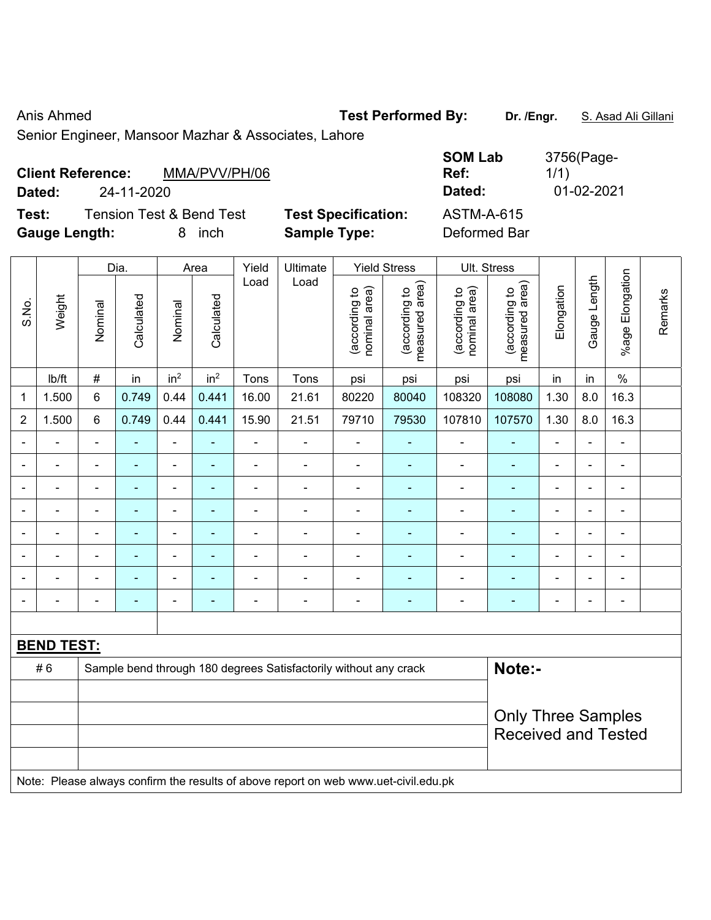Anis Ahmed

Senior Engineer, Mansoor Mazhar & Associates, Lahore

**Test Performed By:** **Dr. /Engr.** S. Asad Ali Gillani

**Client Reference:** MMA/PVV/PH/06

**Dated:** 24-11-2020

**SOM Lab Ref:** 3756(Page-1/1)

**Dated:** 01-02-2021

**Test:** Tension Test & Bend Test

**Gauge Length:** 8 inch

**Test Specification:** ASTM-A-615

**Sample Type:** Deformed Bar

| S.No. | Weight | Dia. | | Area | | Yield Load | Ultimate Load | Yield Stress | | Ult. Stress | | Elongation | Gauge Length | %age Elongation | Remarks |
|---|---|---|---|---|---|---|---|---|---|---|---|---|---|---|---|
| | | Nominal | Calculated | Nominal | Calculated | | | (according to nominal area) | (according to measured area) | (according to nominal area) | (according to measured area) | | | | |
| | lb/ft | # | in | in$^2$ | in$^2$ | Tons | Tons | psi | psi | psi | psi | in | in | % | |
| 1 | 1.500 | 6 | 0.749 | 0.44 | 0.441 | 16.00 | 21.61 | 80220 | 80040 | 108320 | 108080 | 1.30 | 8.0 | 16.3 | |
| 2 | 1.500 | 6 | 0.749 | 0.44 | 0.441 | 15.90 | 21.51 | 79710 | 79530 | 107810 | 107570 | 1.30 | 8.0 | 16.3 | |
| - | - | - | - | - | - | - | - | - | - | - | - | - | - | - | |
| - | - | - | - | - | - | - | - | - | - | - | - | - | - | - | |
| - | - | - | - | - | - | - | - | - | - | - | - | - | - | - | |
| - | - | - | - | - | - | - | - | - | - | - | - | - | - | - | |
| - | - | - | - | - | - | - | - | - | - | - | - | - | - | - | |
| - | - | - | - | - | - | - | - | - | - | - | - | - | - | - | |
| - | - | - | - | - | - | - | - | - | - | - | - | - | - | - | |
| - | - | - | - | - | - | - | - | - | - | - | - | - | - | - | |

**BEND TEST:**

| # 6 | Sample bend through 180 degrees Satisfactorily without any crack |
|---|---|

**Note:-**

Only Three Samples Received and Tested

Note: Please always confirm the results of above report on web www.uet-civil.edu.pk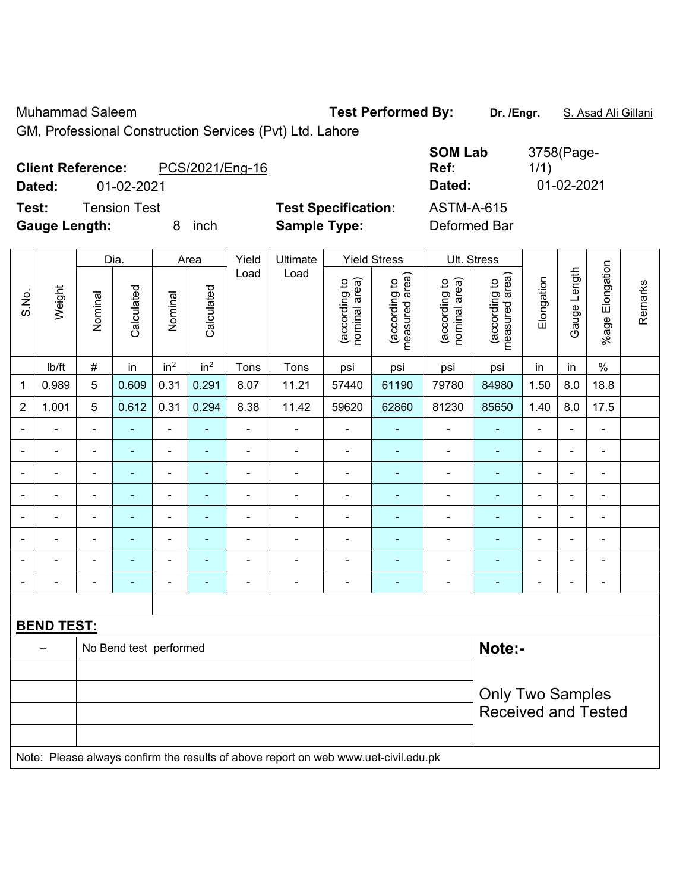Muhammad Saleem

GM, Professional Construction Services (Pvt) Ltd. Lahore

**Test Performed By:** **Dr. /Engr.** S. Asad Ali Gillani

**Client Reference:** PCS/2021/Eng-16

**Dated:** 01-02-2021

**SOM Lab Ref:** 3758(Page-1/1)

**Dated:** 01-02-2021

**Test:** Tension Test

**Gauge Length:** 8 inch

**Test Specification:** ASTM-A-615

**Sample Type:** Deformed Bar

| S.No. | Weight | Dia. | | Area | | Yield Load | Ultimate Load | Yield Stress | | Ult. Stress | | Elongation | Gauge Length | %age Elongation | Remarks |
|---|---|---|---|---|---|---|---|---|---|---|---|---|---|---|---|
| | | Nominal | Calculated | Nominal | Calculated | | | (according to nominal area) | (according to measured area) | (according to nominal area) | (according to measured area) | | | | |
| | lb/ft | # | in | in² | in² | Tons | Tons | psi | psi | psi | psi | in | in | % | |
| 1 | 0.989 | 5 | 0.609 | 0.31 | 0.291 | 8.07 | 11.21 | 57440 | 61190 | 79780 | 84980 | 1.50 | 8.0 | 18.8 | |
| 2 | 1.001 | 5 | 0.612 | 0.31 | 0.294 | 8.38 | 11.42 | 59620 | 62860 | 81230 | 85650 | 1.40 | 8.0 | 17.5 | |
| - | - | - | - | - | - | - | - | - | - | - | - | - | - | - | |
| - | - | - | - | - | - | - | - | - | - | - | - | - | - | - | |
| - | - | - | - | - | - | - | - | - | - | - | - | - | - | - | |
| - | - | - | - | - | - | - | - | - | - | - | - | - | - | - | |
| - | - | - | - | - | - | - | - | - | - | - | - | - | - | - | |
| - | - | - | - | - | - | - | - | - | - | - | - | - | - | - | |
| - | - | - | - | - | - | - | - | - | - | - | - | - | - | - | |
| - | - | - | - | - | - | - | - | - | - | - | - | - | - | - | |

**BEND TEST:**

| | | |
|---|---|---|
| -- | No Bend test performed | **Note:-** Only Two Samples Received and Tested |

Note: Please always confirm the results of above report on web www.uet-civil.edu.pk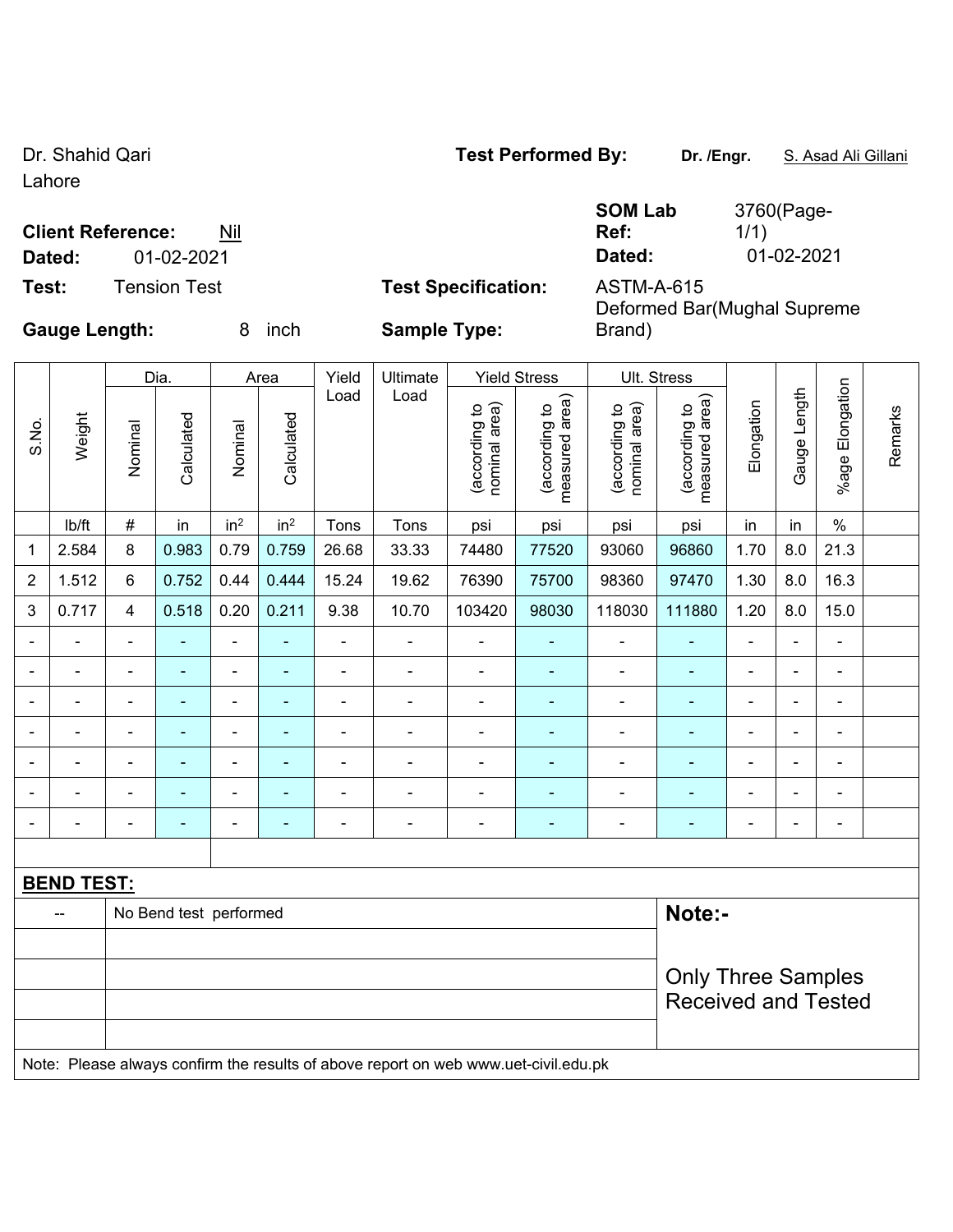Dr. Shahid Qari
Lahore

**Test Performed By:** **Dr. /Engr.** S. Asad Ali Gillani

**Client Reference:** Nil

**Dated:** 01-02-2021

**SOM Lab Ref:** 3760(Page-1/1)

**Dated:** 01-02-2021

**Test:** Tension Test

**Test Specification:** ASTM-A-615

**Gauge Length:** 8 inch

**Sample Type:** Deformed Bar(Mughal Supreme Brand)

| S.No. | Weight | Dia. | | Area | | Yield Load | Ultimate Load | Yield Stress | | Ult. Stress | | Elongation | Gauge Length | %age Elongation | Remarks |
|---|---|---|---|---|---|---|---|---|---|---|---|---|---|---|---|
| | | Nominal | Calculated | Nominal | Calculated | | | (according to nominal area) | (according to measured area) | (according to nominal area) | (according to measured area) | | | | |
| | lb/ft | # | in | in² | in² | Tons | Tons | psi | psi | psi | psi | in | in | % | |
| 1 | 2.584 | 8 | 0.983 | 0.79 | 0.759 | 26.68 | 33.33 | 74480 | 77520 | 93060 | 96860 | 1.70 | 8.0 | 21.3 | |
| 2 | 1.512 | 6 | 0.752 | 0.44 | 0.444 | 15.24 | 19.62 | 76390 | 75700 | 98360 | 97470 | 1.30 | 8.0 | 16.3 | |
| 3 | 0.717 | 4 | 0.518 | 0.20 | 0.211 | 9.38 | 10.70 | 103420 | 98030 | 118030 | 111880 | 1.20 | 8.0 | 15.0 | |
| - | - | - | - | - | - | - | - | - | - | - | - | - | - | - | |
| - | - | - | - | - | - | - | - | - | - | - | - | - | - | - | |
| - | - | - | - | - | - | - | - | - | - | - | - | - | - | - | |
| - | - | - | - | - | - | - | - | - | - | - | - | - | - | - | |
| - | - | - | - | - | - | - | - | - | - | - | - | - | - | - | |
| - | - | - | - | - | - | - | - | - | - | - | - | - | - | - | |
| - | - | - | - | - | - | - | - | - | - | - | - | - | - | - | |

**BEND TEST:**

| -- | No Bend test performed |
|---|---|

**Note:-**

Only Three Samples Received and Tested

Note: Please always confirm the results of above report on web www.uet-civil.edu.pk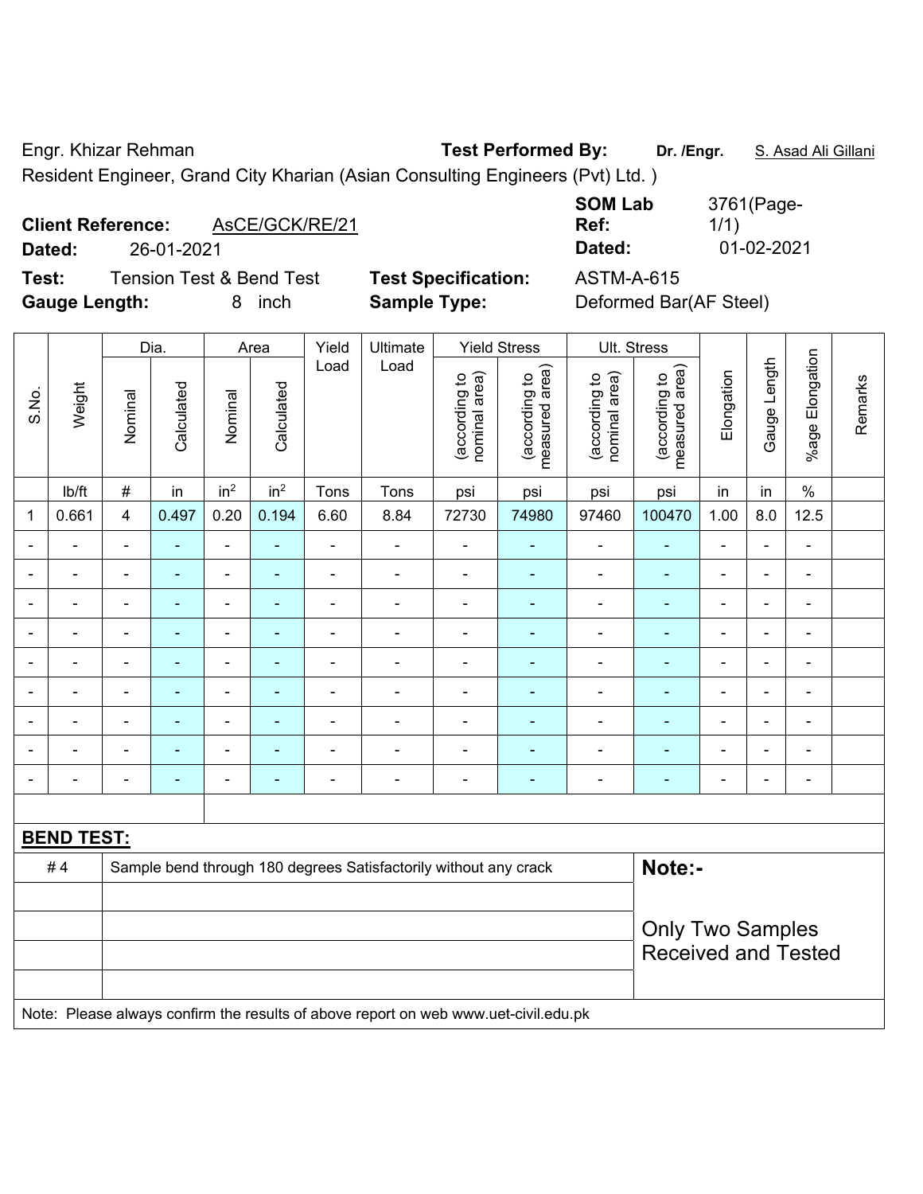Engr. Khizar Rehman **Test Performed By:** **Dr. /Engr.** S. Asad Ali Gillani

Resident Engineer, Grand City Kharian (Asian Consulting Engineers (Pvt) Ltd. )

**Client Reference:** AsCE/GCK/RE/21 **SOM Lab Ref:** 3761(Page-1/1)

**Dated:** 26-01-2021 **Dated:** 01-02-2021

**Test:** Tension Test & Bend Test **Test Specification:** ASTM-A-615

**Gauge Length:** 8 inch **Sample Type:** Deformed Bar(AF Steel)

| S.No. | Weight | Dia. | | Area | | Yield Load | Ultimate Load | Yield Stress | | Ult. Stress | | Elongation | Gauge Length | %age Elongation | Remarks |
|---|---|---|---|---|---|---|---|---|---|---|---|---|---|---|---|
| | | Nominal | Calculated | Nominal | Calculated | | | (according to nominal area) | (according to measured area) | (according to nominal area) | (according to measured area) | | | | |
| | lb/ft | # | in | in² | in² | Tons | Tons | psi | psi | psi | psi | in | in | % | |
| 1 | 0.661 | 4 | 0.497 | 0.20 | 0.194 | 6.60 | 8.84 | 72730 | 74980 | 97460 | 100470 | 1.00 | 8.0 | 12.5 | |
| - | - | - | - | - | - | - | - | - | - | - | - | - | - | - | |
| - | - | - | - | - | - | - | - | - | - | - | - | - | - | - | |
| - | - | - | - | - | - | - | - | - | - | - | - | - | - | - | |
| - | - | - | - | - | - | - | - | - | - | - | - | - | - | - | |
| - | - | - | - | - | - | - | - | - | - | - | - | - | - | - | |
| - | - | - | - | - | - | - | - | - | - | - | - | - | - | - | |
| - | - | - | - | - | - | - | - | - | - | - | - | - | - | - | |
| - | - | - | - | - | - | - | - | - | - | - | - | - | - | - | |
| - | - | - | - | - | - | - | - | - | - | - | - | - | - | - | |

**BEND TEST:**

| | | |
|---|---|---|
| # 4 | Sample bend through 180 degrees Satisfactorily without any crack | **Note:-** |
| | | Only Two Samples Received and Tested |

Note: Please always confirm the results of above report on web www.uet-civil.edu.pk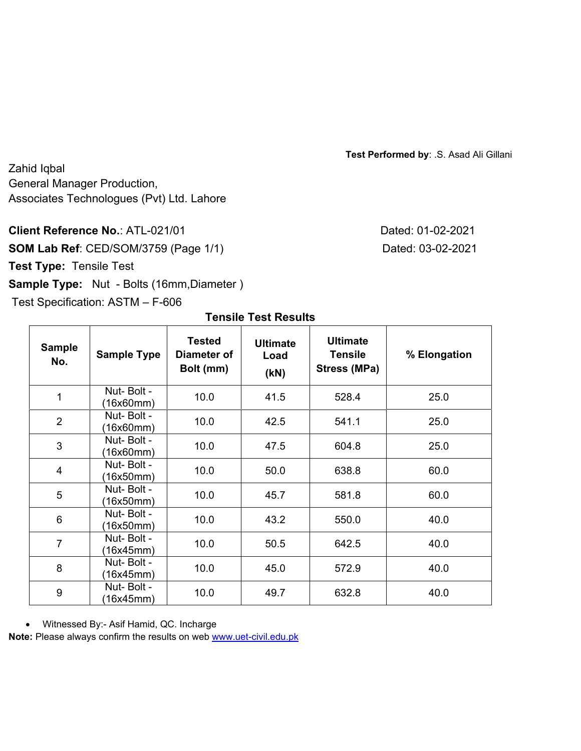**Test Performed by**: .S. Asad Ali Gillani

Zahid Iqbal
General Manager Production,
Associates Technologues (Pvt) Ltd. Lahore

**Client Reference No.**: ATL-021/01 Dated: 01-02-2021

**SOM Lab Ref**: CED/SOM/3759 (Page 1/1) Dated: 03-02-2021

**Test Type:** Tensile Test

**Sample Type:** Nut - Bolts (16mm,Diameter )

Test Specification: ASTM – F-606

**Tensile Test Results**

| Sample No. | Sample Type | Tested Diameter of Bolt (mm) | Ultimate Load (kN) | Ultimate Tensile Stress (MPa) | % Elongation |
|---|---|---|---|---|---|
| 1 | Nut- Bolt - (16x60mm) | 10.0 | 41.5 | 528.4 | 25.0 |
| 2 | Nut- Bolt - (16x60mm) | 10.0 | 42.5 | 541.1 | 25.0 |
| 3 | Nut- Bolt - (16x60mm) | 10.0 | 47.5 | 604.8 | 25.0 |
| 4 | Nut- Bolt - (16x50mm) | 10.0 | 50.0 | 638.8 | 60.0 |
| 5 | Nut- Bolt - (16x50mm) | 10.0 | 45.7 | 581.8 | 60.0 |
| 6 | Nut- Bolt - (16x50mm) | 10.0 | 43.2 | 550.0 | 40.0 |
| 7 | Nut- Bolt - (16x45mm) | 10.0 | 50.5 | 642.5 | 40.0 |
| 8 | Nut- Bolt - (16x45mm) | 10.0 | 45.0 | 572.9 | 40.0 |
| 9 | Nut- Bolt - (16x45mm) | 10.0 | 49.7 | 632.8 | 40.0 |

- Witnessed By:- Asif Hamid, QC. Incharge

**Note:** Please always confirm the results on web www.uet-civil.edu.pk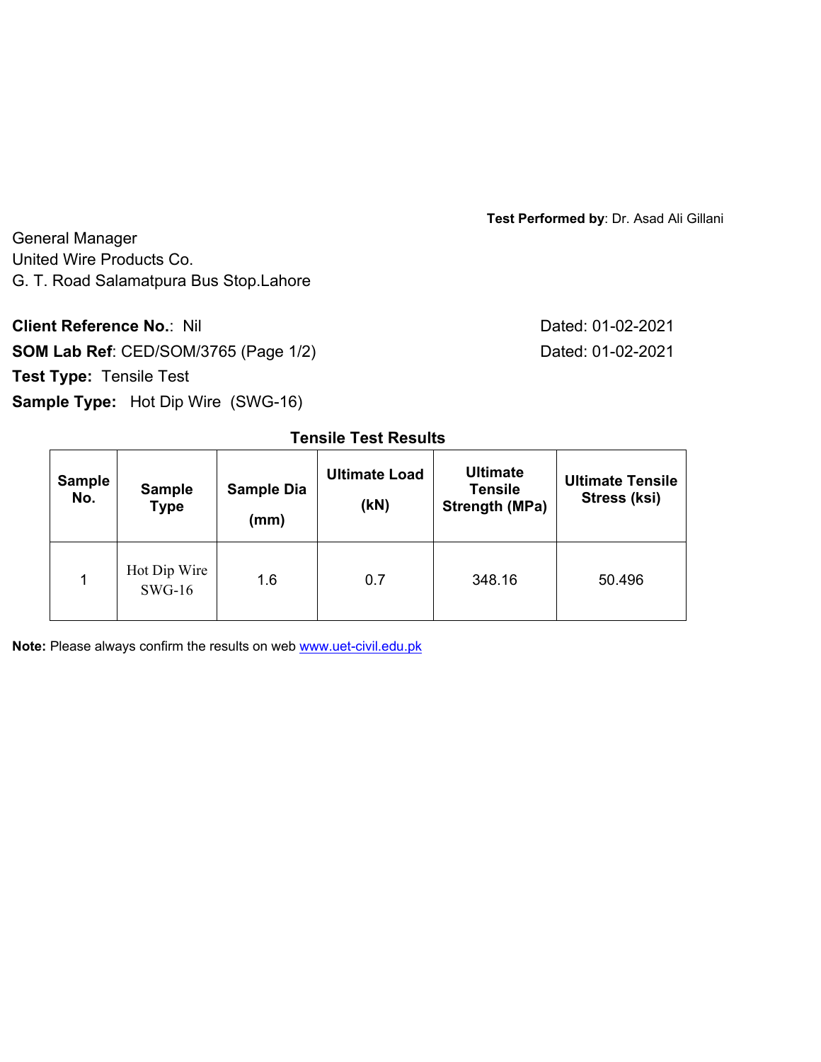**Test Performed by**: Dr. Asad Ali Gillani

General Manager
United Wire Products Co.
G. T. Road Salamatpura Bus Stop.Lahore

**Client Reference No.**: Nil Dated: 01-02-2021

**SOM Lab Ref**: CED/SOM/3765 (Page 1/2) Dated: 01-02-2021

**Test Type:** Tensile Test

**Sample Type:** Hot Dip Wire (SWG-16)

**Tensile Test Results**

| Sample No. | Sample Type | Sample Dia (mm) | Ultimate Load (kN) | Ultimate Tensile Strength (MPa) | Ultimate Tensile Stress (ksi) |
|---|---|---|---|---|---|
| 1 | Hot Dip Wire SWG-16 | 1.6 | 0.7 | 348.16 | 50.496 |

**Note:** Please always confirm the results on web www.uet-civil.edu.pk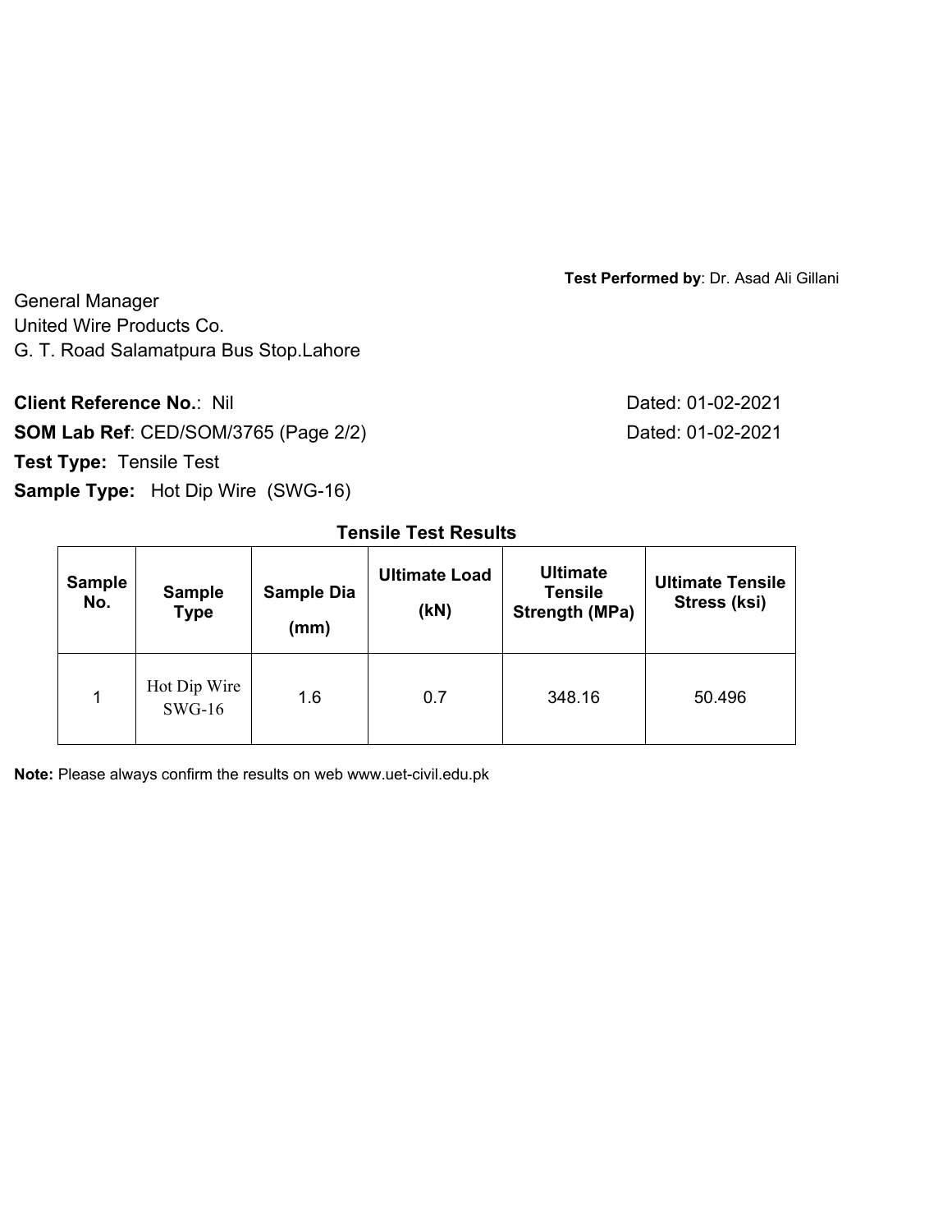**Test Performed by**: Dr. Asad Ali Gillani

General Manager
United Wire Products Co.
G. T. Road Salamatpura Bus Stop.Lahore

**Client Reference No.**: Nil                                        Dated: 01-02-2021

**SOM Lab Ref**: CED/SOM/3765 (Page 2/2)                                        Dated: 01-02-2021

**Test Type:** Tensile Test

**Sample Type:** Hot Dip Wire (SWG-16)

**Tensile Test Results**

| Sample No. | Sample Type | Sample Dia (mm) | Ultimate Load (kN) | Ultimate Tensile Strength (MPa) | Ultimate Tensile Stress (ksi) |
|---|---|---|---|---|---|
| 1 | Hot Dip Wire SWG-16 | 1.6 | 0.7 | 348.16 | 50.496 |

**Note:** Please always confirm the results on web www.uet-civil.edu.pk